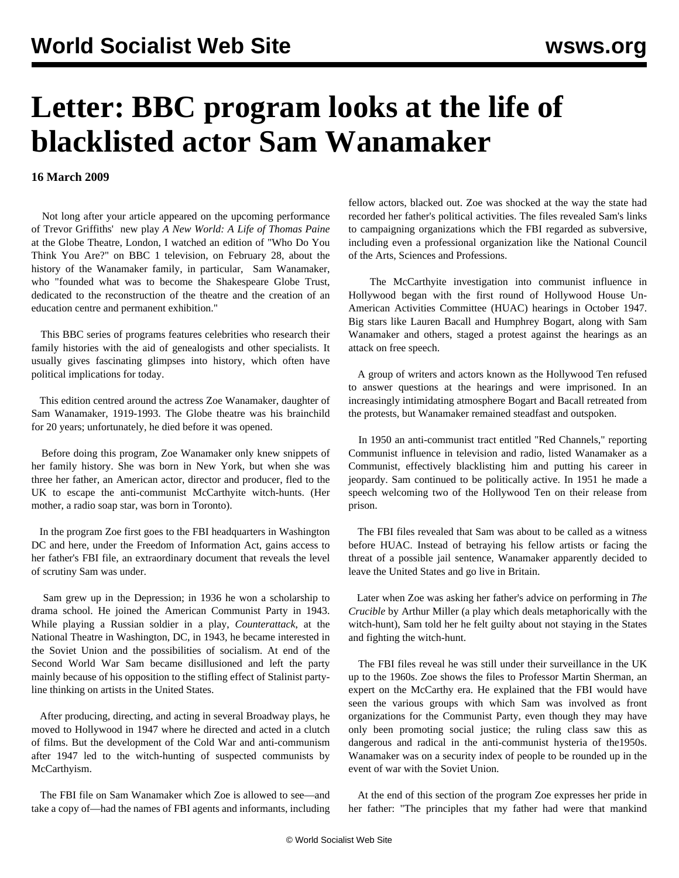# Letter: BBC program looks at the life of blacklisted actor Sam Wanamaker

**16 March 2009**

Not long after your article appeared on the upcoming performance of Trevor Griffiths' new play *A New World: A Life of Thomas Paine* at the Globe Theatre, London, I watched an edition of "Who Do You Think You Are?" on BBC 1 television, on February 28, about the history of the Wanamaker family, in particular, Sam Wanamaker, who "founded what was to become the Shakespeare Globe Trust, dedicated to the reconstruction of the theatre and the creation of an education centre and permanent exhibition."

This BBC series of programs features celebrities who research their family histories with the aid of genealogists and other specialists. It usually gives fascinating glimpses into history, which often have political implications for today.

This edition centred around the actress Zoe Wanamaker, daughter of Sam Wanamaker, 1919-1993. The Globe theatre was his brainchild for 20 years; unfortunately, he died before it was opened.

Before doing this program, Zoe Wanamaker only knew snippets of her family history. She was born in New York, but when she was three her father, an American actor, director and producer, fled to the UK to escape the anti-communist McCarthyite witch-hunts. (Her mother, a radio soap star, was born in Toronto).

In the program Zoe first goes to the FBI headquarters in Washington DC and here, under the Freedom of Information Act, gains access to her father's FBI file, an extraordinary document that reveals the level of scrutiny Sam was under.

Sam grew up in the Depression; in 1936 he won a scholarship to drama school. He joined the American Communist Party in 1943. While playing a Russian soldier in a play, *Counterattack*, at the National Theatre in Washington, DC, in 1943, he became interested in the Soviet Union and the possibilities of socialism. At end of the Second World War Sam became disillusioned and left the party mainly because of his opposition to the stifling effect of Stalinist party-line thinking on artists in the United States.

After producing, directing, and acting in several Broadway plays, he moved to Hollywood in 1947 where he directed and acted in a clutch of films. But the development of the Cold War and anti-communism after 1947 led to the witch-hunting of suspected communists by McCarthyism.

The FBI file on Sam Wanamaker which Zoe is allowed to see—and take a copy of—had the names of FBI agents and informants, including fellow actors, blacked out. Zoe was shocked at the way the state had recorded her father's political activities. The files revealed Sam's links to campaigning organizations which the FBI regarded as subversive, including even a professional organization like the National Council of the Arts, Sciences and Professions.

The McCarthyite investigation into communist influence in Hollywood began with the first round of Hollywood House Un-American Activities Committee (HUAC) hearings in October 1947. Big stars like Lauren Bacall and Humphrey Bogart, along with Sam Wanamaker and others, staged a protest against the hearings as an attack on free speech.

A group of writers and actors known as the Hollywood Ten refused to answer questions at the hearings and were imprisoned. In an increasingly intimidating atmosphere Bogart and Bacall retreated from the protests, but Wanamaker remained steadfast and outspoken.

In 1950 an anti-communist tract entitled "Red Channels," reporting Communist influence in television and radio, listed Wanamaker as a Communist, effectively blacklisting him and putting his career in jeopardy. Sam continued to be politically active. In 1951 he made a speech welcoming two of the Hollywood Ten on their release from prison.

The FBI files revealed that Sam was about to be called as a witness before HUAC. Instead of betraying his fellow artists or facing the threat of a possible jail sentence, Wanamaker apparently decided to leave the United States and go live in Britain.

Later when Zoe was asking her father's advice on performing in *The Crucible* by Arthur Miller (a play which deals metaphorically with the witch-hunt), Sam told her he felt guilty about not staying in the States and fighting the witch-hunt.

The FBI files reveal he was still under their surveillance in the UK up to the 1960s. Zoe shows the files to Professor Martin Sherman, an expert on the McCarthy era. He explained that the FBI would have seen the various groups with which Sam was involved as front organizations for the Communist Party, even though they may have only been promoting social justice; the ruling class saw this as dangerous and radical in the anti-communist hysteria of the1950s. Wanamaker was on a security index of people to be rounded up in the event of war with the Soviet Union.

At the end of this section of the program Zoe expresses her pride in her father: "The principles that my father had were that mankind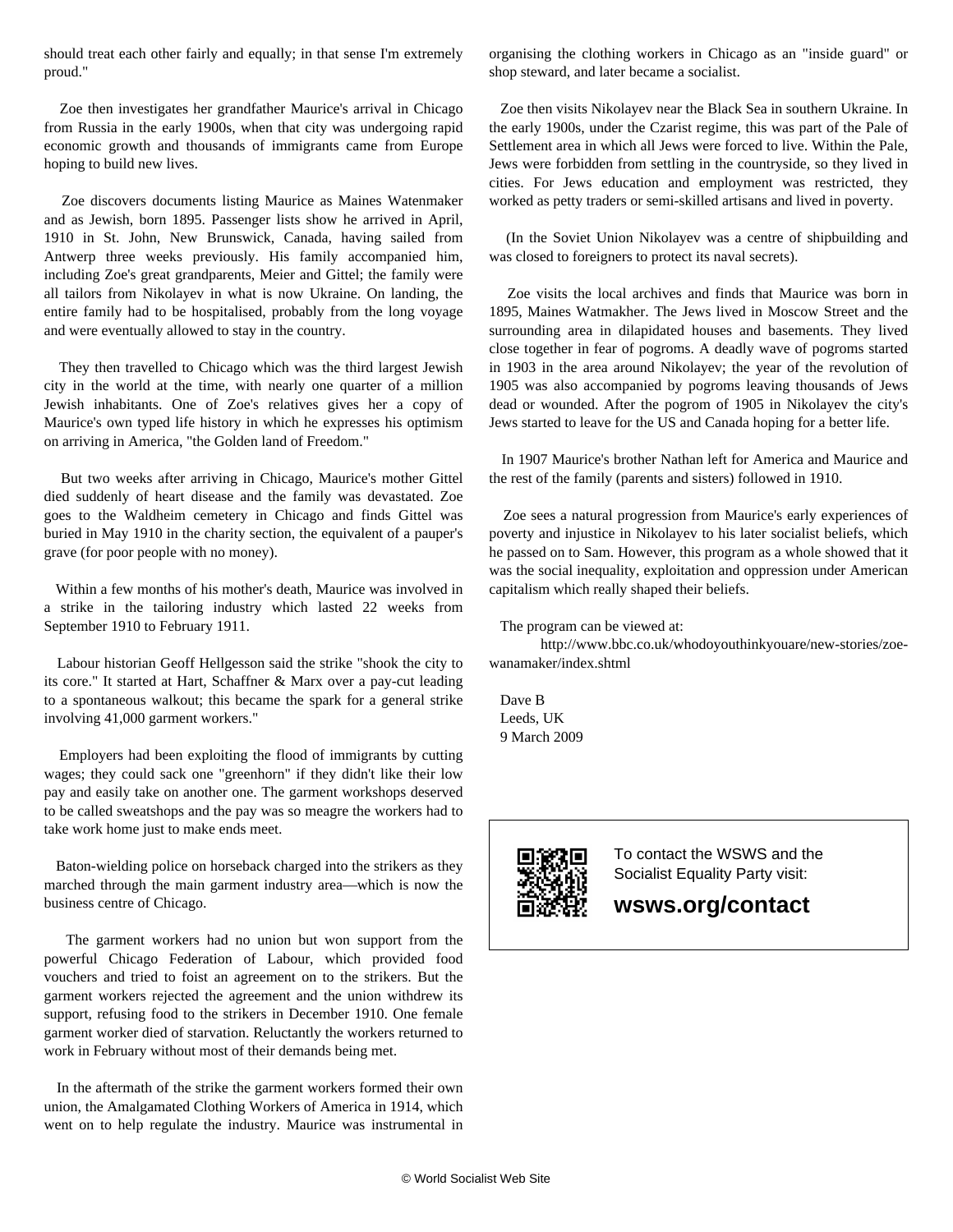should treat each other fairly and equally; in that sense I'm extremely proud."

Zoe then investigates her grandfather Maurice's arrival in Chicago from Russia in the early 1900s, when that city was undergoing rapid economic growth and thousands of immigrants came from Europe hoping to build new lives.

Zoe discovers documents listing Maurice as Maines Watenmaker and as Jewish, born 1895. Passenger lists show he arrived in April, 1910 in St. John, New Brunswick, Canada, having sailed from Antwerp three weeks previously. His family accompanied him, including Zoe's great grandparents, Meier and Gittel; the family were all tailors from Nikolayev in what is now Ukraine. On landing, the entire family had to be hospitalised, probably from the long voyage and were eventually allowed to stay in the country.

They then travelled to Chicago which was the third largest Jewish city in the world at the time, with nearly one quarter of a million Jewish inhabitants. One of Zoe's relatives gives her a copy of Maurice's own typed life history in which he expresses his optimism on arriving in America, "the Golden land of Freedom."

But two weeks after arriving in Chicago, Maurice's mother Gittel died suddenly of heart disease and the family was devastated. Zoe goes to the Waldheim cemetery in Chicago and finds Gittel was buried in May 1910 in the charity section, the equivalent of a pauper's grave (for poor people with no money).

Within a few months of his mother's death, Maurice was involved in a strike in the tailoring industry which lasted 22 weeks from September 1910 to February 1911.

Labour historian Geoff Hellgesson said the strike "shook the city to its core." It started at Hart, Schaffner & Marx over a pay-cut leading to a spontaneous walkout; this became the spark for a general strike involving 41,000 garment workers."

Employers had been exploiting the flood of immigrants by cutting wages; they could sack one "greenhorn" if they didn't like their low pay and easily take on another one. The garment workshops deserved to be called sweatshops and the pay was so meagre the workers had to take work home just to make ends meet.

Baton-wielding police on horseback charged into the strikers as they marched through the main garment industry area—which is now the business centre of Chicago.

The garment workers had no union but won support from the powerful Chicago Federation of Labour, which provided food vouchers and tried to foist an agreement on to the strikers. But the garment workers rejected the agreement and the union withdrew its support, refusing food to the strikers in December 1910. One female garment worker died of starvation. Reluctantly the workers returned to work in February without most of their demands being met.

In the aftermath of the strike the garment workers formed their own union, the Amalgamated Clothing Workers of America in 1914, which went on to help regulate the industry. Maurice was instrumental in organising the clothing workers in Chicago as an "inside guard" or shop steward, and later became a socialist.

Zoe then visits Nikolayev near the Black Sea in southern Ukraine. In the early 1900s, under the Czarist regime, this was part of the Pale of Settlement area in which all Jews were forced to live. Within the Pale, Jews were forbidden from settling in the countryside, so they lived in cities. For Jews education and employment was restricted, they worked as petty traders or semi-skilled artisans and lived in poverty.

(In the Soviet Union Nikolayev was a centre of shipbuilding and was closed to foreigners to protect its naval secrets).

Zoe visits the local archives and finds that Maurice was born in 1895, Maines Watmakher. The Jews lived in Moscow Street and the surrounding area in dilapidated houses and basements. They lived close together in fear of pogroms. A deadly wave of pogroms started in 1903 in the area around Nikolayev; the year of the revolution of 1905 was also accompanied by pogroms leaving thousands of Jews dead or wounded. After the pogrom of 1905 in Nikolayev the city's Jews started to leave for the US and Canada hoping for a better life.

In 1907 Maurice's brother Nathan left for America and Maurice and the rest of the family (parents and sisters) followed in 1910.

Zoe sees a natural progression from Maurice's early experiences of poverty and injustice in Nikolayev to his later socialist beliefs, which he passed on to Sam. However, this program as a whole showed that it was the social inequality, exploitation and oppression under American capitalism which really shaped their beliefs.

The program can be viewed at:

http://www.bbc.co.uk/whodoyouthinkyouare/new-stories/zoe-wanamaker/index.shtml

Dave B
Leeds, UK
9 March 2009

To contact the WSWS and the Socialist Equality Party visit:

**wsws.org/contact**